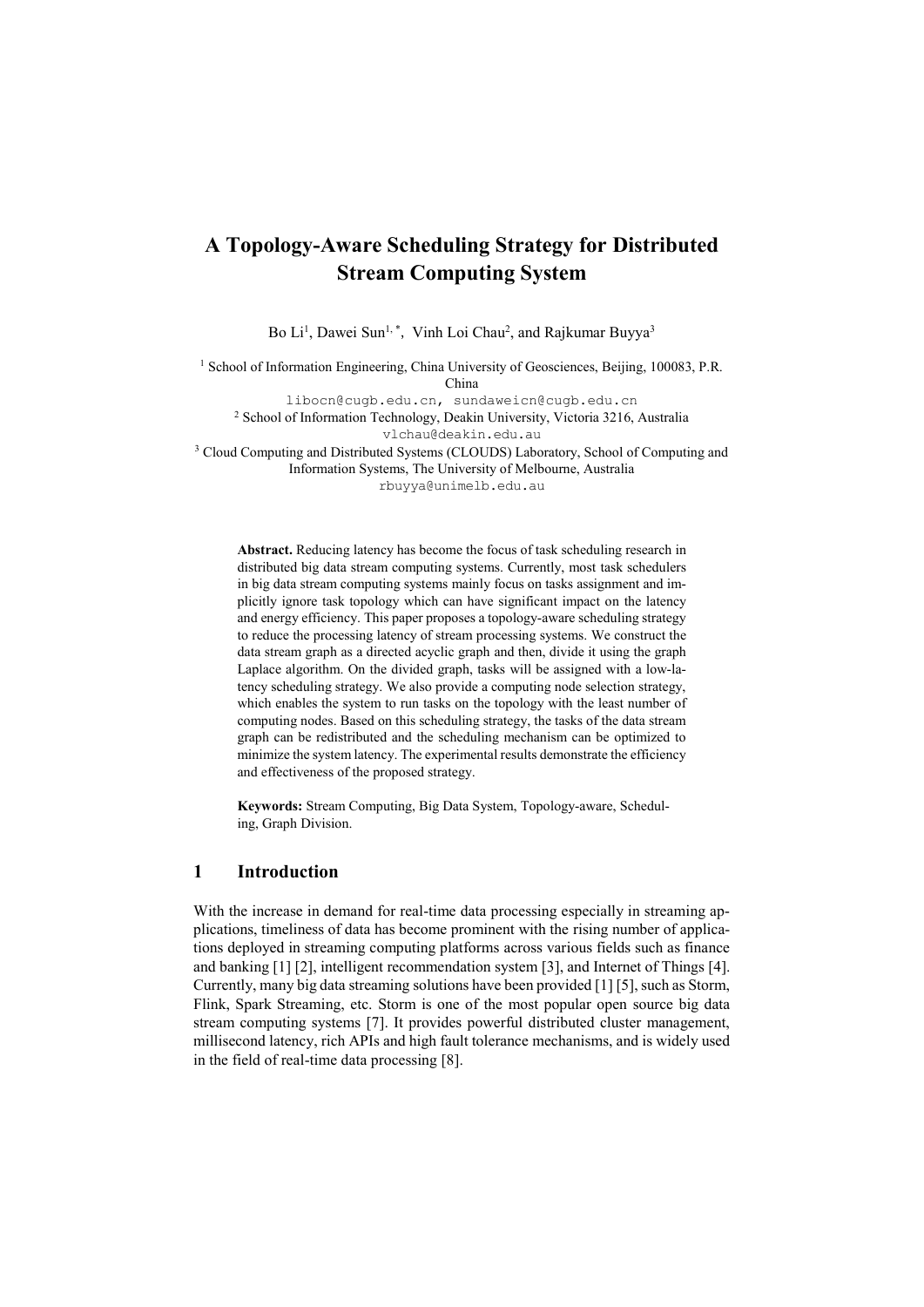# A Topology-Aware Scheduling Strategy for Distributed Stream Computing System

Bo Li[1], Dawei Sun[1, *], Vinh Loi Chau[2], and Rajkumar Buyya[3]

[1] School of Information Engineering, China University of Geosciences, Beijing, 100083, P.R. China

libocn@cugb.edu.cn, sundaweicn@cugb.edu.cn

[2] School of Information Technology, Deakin University, Victoria 3216, Australia

vlchau@deakin.edu.au

[3] Cloud Computing and Distributed Systems (CLOUDS) Laboratory, School of Computing and Information Systems, The University of Melbourne, Australia

rbuyya@unimelb.edu.au

**Abstract.** Reducing latency has become the focus of task scheduling research in distributed big data stream computing systems. Currently, most task schedulers in big data stream computing systems mainly focus on tasks assignment and implicitly ignore task topology which can have significant impact on the latency and energy efficiency. This paper proposes a topology-aware scheduling strategy to reduce the processing latency of stream processing systems. We construct the data stream graph as a directed acyclic graph and then, divide it using the graph Laplace algorithm. On the divided graph, tasks will be assigned with a low-latency scheduling strategy. We also provide a computing node selection strategy, which enables the system to run tasks on the topology with the least number of computing nodes. Based on this scheduling strategy, the tasks of the data stream graph can be redistributed and the scheduling mechanism can be optimized to minimize the system latency. The experimental results demonstrate the efficiency and effectiveness of the proposed strategy.

**Keywords:** Stream Computing, Big Data System, Topology-aware, Scheduling, Graph Division.

## 1 Introduction

With the increase in demand for real-time data processing especially in streaming applications, timeliness of data has become prominent with the rising number of applications deployed in streaming computing platforms across various fields such as finance and banking [1] [2], intelligent recommendation system [3], and Internet of Things [4]. Currently, many big data streaming solutions have been provided [1] [5], such as Storm, Flink, Spark Streaming, etc. Storm is one of the most popular open source big data stream computing systems [7]. It provides powerful distributed cluster management, millisecond latency, rich APIs and high fault tolerance mechanisms, and is widely used in the field of real-time data processing [8].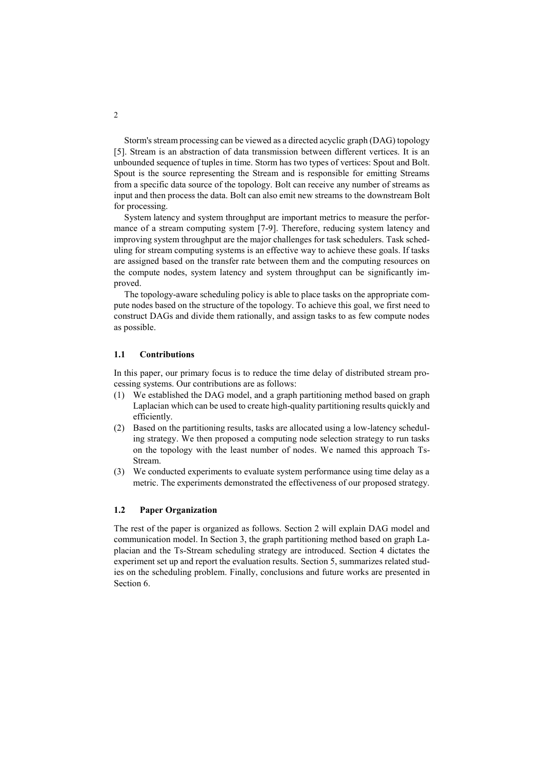Storm's stream processing can be viewed as a directed acyclic graph (DAG) topology [5]. Stream is an abstraction of data transmission between different vertices. It is an unbounded sequence of tuples in time. Storm has two types of vertices: Spout and Bolt. Spout is the source representing the Stream and is responsible for emitting Streams from a specific data source of the topology. Bolt can receive any number of streams as input and then process the data. Bolt can also emit new streams to the downstream Bolt for processing.

System latency and system throughput are important metrics to measure the performance of a stream computing system [7-9]. Therefore, reducing system latency and improving system throughput are the major challenges for task schedulers. Task scheduling for stream computing systems is an effective way to achieve these goals. If tasks are assigned based on the transfer rate between them and the computing resources on the compute nodes, system latency and system throughput can be significantly improved.

The topology-aware scheduling policy is able to place tasks on the appropriate compute nodes based on the structure of the topology. To achieve this goal, we first need to construct DAGs and divide them rationally, and assign tasks to as few compute nodes as possible.

### 1.1 Contributions

In this paper, our primary focus is to reduce the time delay of distributed stream processing systems. Our contributions are as follows:

(1) We established the DAG model, and a graph partitioning method based on graph Laplacian which can be used to create high-quality partitioning results quickly and efficiently.
(2) Based on the partitioning results, tasks are allocated using a low-latency scheduling strategy. We then proposed a computing node selection strategy to run tasks on the topology with the least number of nodes. We named this approach Ts-Stream.
(3) We conducted experiments to evaluate system performance using time delay as a metric. The experiments demonstrated the effectiveness of our proposed strategy.

### 1.2 Paper Organization

The rest of the paper is organized as follows. Section 2 will explain DAG model and communication model. In Section 3, the graph partitioning method based on graph Laplacian and the Ts-Stream scheduling strategy are introduced. Section 4 dictates the experiment set up and report the evaluation results. Section 5, summarizes related studies on the scheduling problem. Finally, conclusions and future works are presented in Section 6.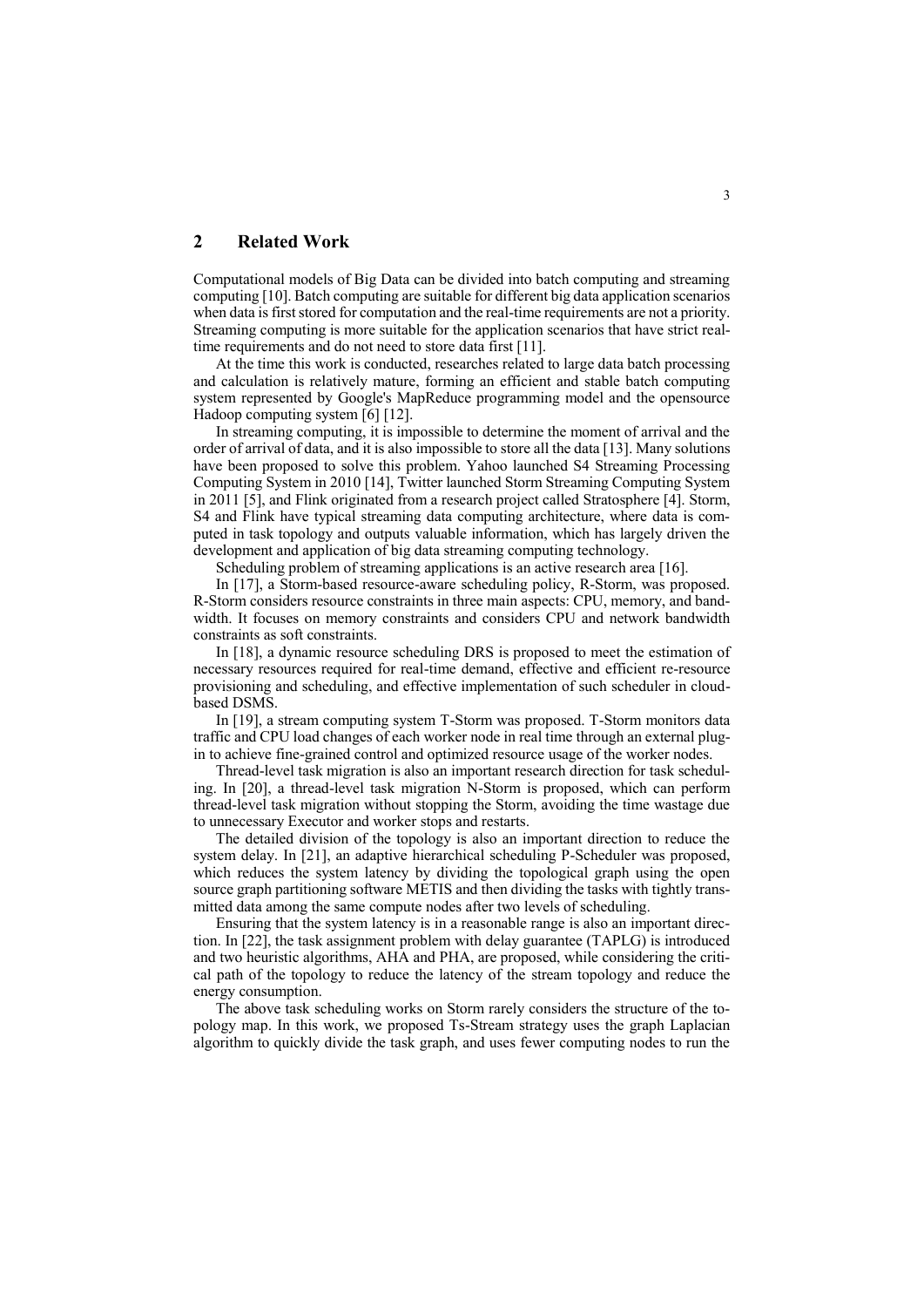## 2 Related Work

Computational models of Big Data can be divided into batch computing and streaming computing [10]. Batch computing are suitable for different big data application scenarios when data is first stored for computation and the real-time requirements are not a priority. Streaming computing is more suitable for the application scenarios that have strict real-time requirements and do not need to store data first [11].

At the time this work is conducted, researches related to large data batch processing and calculation is relatively mature, forming an efficient and stable batch computing system represented by Google's MapReduce programming model and the opensource Hadoop computing system [6] [12].

In streaming computing, it is impossible to determine the moment of arrival and the order of arrival of data, and it is also impossible to store all the data [13]. Many solutions have been proposed to solve this problem. Yahoo launched S4 Streaming Processing Computing System in 2010 [14], Twitter launched Storm Streaming Computing System in 2011 [5], and Flink originated from a research project called Stratosphere [4]. Storm, S4 and Flink have typical streaming data computing architecture, where data is computed in task topology and outputs valuable information, which has largely driven the development and application of big data streaming computing technology.

Scheduling problem of streaming applications is an active research area [16].

In [17], a Storm-based resource-aware scheduling policy, R-Storm, was proposed. R-Storm considers resource constraints in three main aspects: CPU, memory, and bandwidth. It focuses on memory constraints and considers CPU and network bandwidth constraints as soft constraints.

In [18], a dynamic resource scheduling DRS is proposed to meet the estimation of necessary resources required for real-time demand, effective and efficient re-resource provisioning and scheduling, and effective implementation of such scheduler in cloud-based DSMS.

In [19], a stream computing system T-Storm was proposed. T-Storm monitors data traffic and CPU load changes of each worker node in real time through an external plug-in to achieve fine-grained control and optimized resource usage of the worker nodes.

Thread-level task migration is also an important research direction for task scheduling. In [20], a thread-level task migration N-Storm is proposed, which can perform thread-level task migration without stopping the Storm, avoiding the time wastage due to unnecessary Executor and worker stops and restarts.

The detailed division of the topology is also an important direction to reduce the system delay. In [21], an adaptive hierarchical scheduling P-Scheduler was proposed, which reduces the system latency by dividing the topological graph using the open source graph partitioning software METIS and then dividing the tasks with tightly transmitted data among the same compute nodes after two levels of scheduling.

Ensuring that the system latency is in a reasonable range is also an important direction. In [22], the task assignment problem with delay guarantee (TAPLG) is introduced and two heuristic algorithms, AHA and PHA, are proposed, while considering the critical path of the topology to reduce the latency of the stream topology and reduce the energy consumption.

The above task scheduling works on Storm rarely considers the structure of the topology map. In this work, we proposed Ts-Stream strategy uses the graph Laplacian algorithm to quickly divide the task graph, and uses fewer computing nodes to run the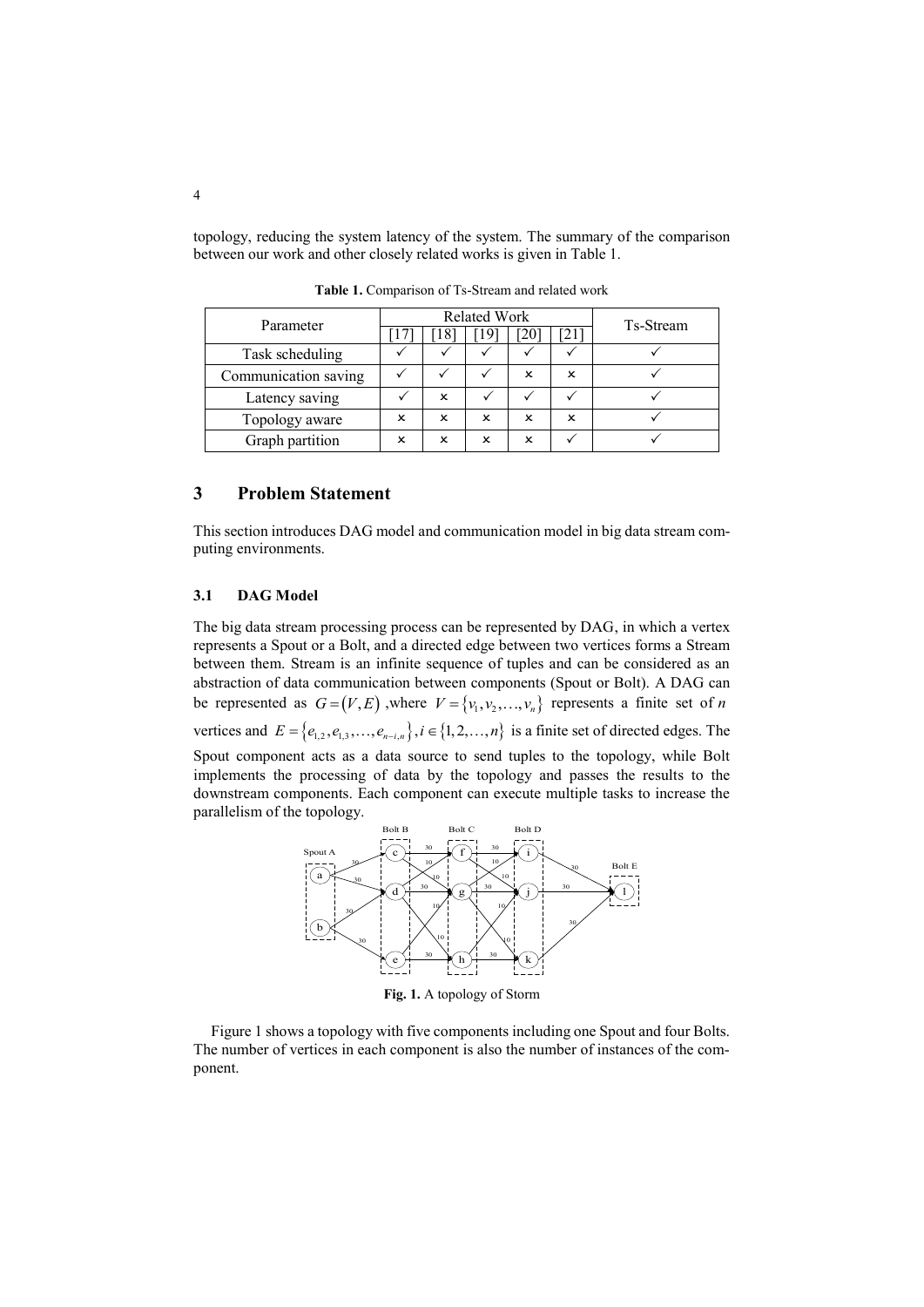topology, reducing the system latency of the system. The summary of the comparison between our work and other closely related works is given in Table 1.

**Table 1.** Comparison of Ts-Stream and related work

| Parameter | Related Work | | | | | Ts-Stream |
|---|---|---|---|---|---|---|
| | [17] | [18] | [19] | [20] | [21] | |
| Task scheduling | ✓ | ✓ | ✓ | ✓ | ✓ | ✓ |
| Communication saving | ✓ | ✓ | ✓ | × | × | ✓ |
| Latency saving | ✓ | × | ✓ | ✓ | ✓ | ✓ |
| Topology aware | × | × | × | × | × | ✓ |
| Graph partition | × | × | × | × | ✓ | ✓ |

## 3 Problem Statement

This section introduces DAG model and communication model in big data stream computing environments.

### 3.1 DAG Model

The big data stream processing process can be represented by DAG, in which a vertex represents a Spout or a Bolt, and a directed edge between two vertices forms a Stream between them. Stream is an infinite sequence of tuples and can be considered as an abstraction of data communication between components (Spout or Bolt). A DAG can be represented as $G=(V,E)$ ,where $V=\{v_1,v_2,\ldots,v_n\}$ represents a finite set of $n$ vertices and $E=\{e_{1,2},e_{1,3},\ldots,e_{n-i,n}\}, i\in\{1,2,\ldots,n\}$ is a finite set of directed edges. The Spout component acts as a data source to send tuples to the topology, while Bolt implements the processing of data by the topology and passes the results to the downstream components. Each component can execute multiple tasks to increase the parallelism of the topology.

**Fig. 1.** A topology of Storm

Figure 1 shows a topology with five components including one Spout and four Bolts. The number of vertices in each component is also the number of instances of the component.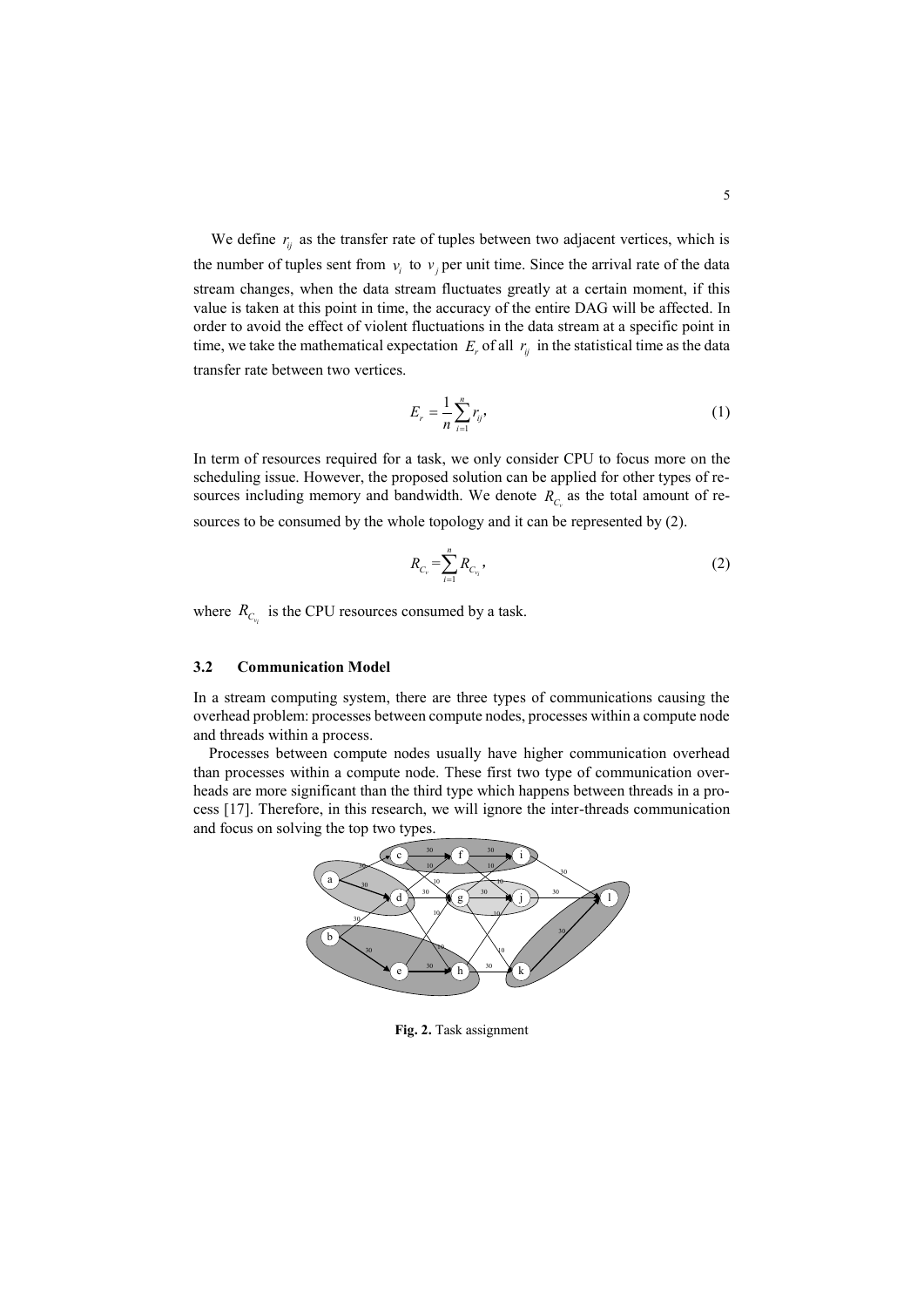We define $r_{ij}$ as the transfer rate of tuples between two adjacent vertices, which is the number of tuples sent from $v_i$ to $v_j$ per unit time. Since the arrival rate of the data stream changes, when the data stream fluctuates greatly at a certain moment, if this value is taken at this point in time, the accuracy of the entire DAG will be affected. In order to avoid the effect of violent fluctuations in the data stream at a specific point in time, we take the mathematical expectation $E_r$ of all $r_{ij}$ in the statistical time as the data transfer rate between two vertices.

$$E_r = \frac{1}{n}\sum_{i=1}^{n} r_{ij}, \tag{1}$$

In term of resources required for a task, we only consider CPU to focus more on the scheduling issue. However, the proposed solution can be applied for other types of resources including memory and bandwidth. We denote $R_{C_v}$ as the total amount of resources to be consumed by the whole topology and it can be represented by (2).

$$R_{C_v} = \sum_{i=1}^{n} R_{C_{v_i}}, \tag{2}$$

where $R_{C_{v_i}}$ is the CPU resources consumed by a task.

### 3.2 Communication Model

In a stream computing system, there are three types of communications causing the overhead problem: processes between compute nodes, processes within a compute node and threads within a process.

Processes between compute nodes usually have higher communication overhead than processes within a compute node. These first two type of communication overheads are more significant than the third type which happens between threads in a process [17]. Therefore, in this research, we will ignore the inter-threads communication and focus on solving the top two types.

**Fig. 2.** Task assignment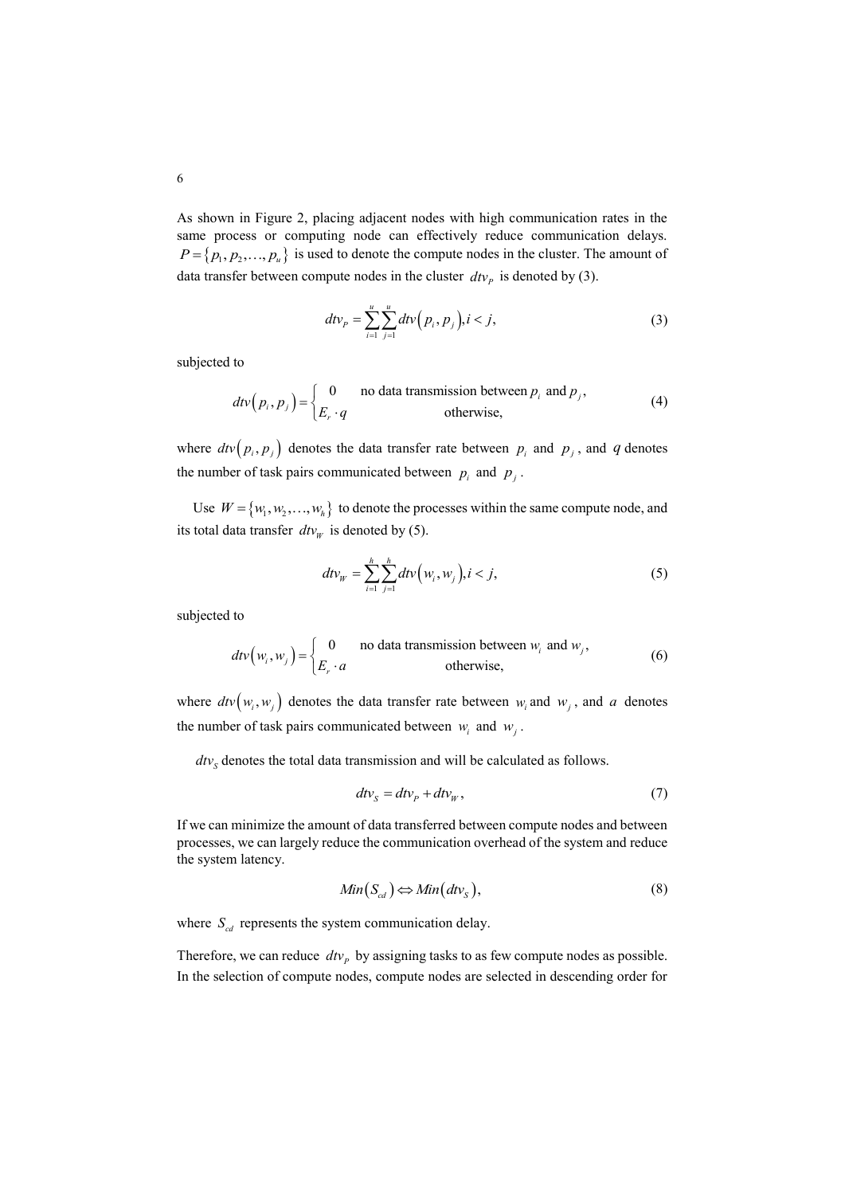As shown in Figure 2, placing adjacent nodes with high communication rates in the same process or computing node can effectively reduce communication delays. $P = \{p_1, p_2, \ldots, p_u\}$ is used to denote the compute nodes in the cluster. The amount of data transfer between compute nodes in the cluster $dtv_P$ is denoted by (3).

$$dtv_P = \sum_{i=1}^{u} \sum_{j=1}^{u} dtv\left(p_i, p_j\right), i < j, \tag{3}$$

subjected to

$$dtv\left(p_i, p_j\right) = \begin{cases} 0 & \text{no data transmission between } p_i \text{ and } p_j, \\ E_r \cdot q & \text{otherwise,} \end{cases} \tag{4}$$

where $dtv\left(p_i, p_j\right)$ denotes the data transfer rate between $p_i$ and $p_j$, and $q$ denotes the number of task pairs communicated between $p_i$ and $p_j$.

Use $W = \{w_1, w_2, \ldots, w_h\}$ to denote the processes within the same compute node, and its total data transfer $dtv_W$ is denoted by (5).

$$dtv_W = \sum_{i=1}^{h} \sum_{j=1}^{h} dtv\left(w_i, w_j\right), i < j, \tag{5}$$

subjected to

$$dtv\left(w_i, w_j\right) = \begin{cases} 0 & \text{no data transmission between } w_i \text{ and } w_j, \\ E_r \cdot a & \text{otherwise,} \end{cases} \tag{6}$$

where $dtv\left(w_i, w_j\right)$ denotes the data transfer rate between $w_i$ and $w_j$, and $a$ denotes the number of task pairs communicated between $w_i$ and $w_j$.

$dtv_S$ denotes the total data transmission and will be calculated as follows.

$$dtv_S = dtv_P + dtv_W, \tag{7}$$

If we can minimize the amount of data transferred between compute nodes and between processes, we can largely reduce the communication overhead of the system and reduce the system latency.

$$Min\left(S_{cd}\right) \Leftrightarrow Min\left(dtv_S\right), \tag{8}$$

where $S_{cd}$ represents the system communication delay.

Therefore, we can reduce $dtv_P$ by assigning tasks to as few compute nodes as possible. In the selection of compute nodes, compute nodes are selected in descending order for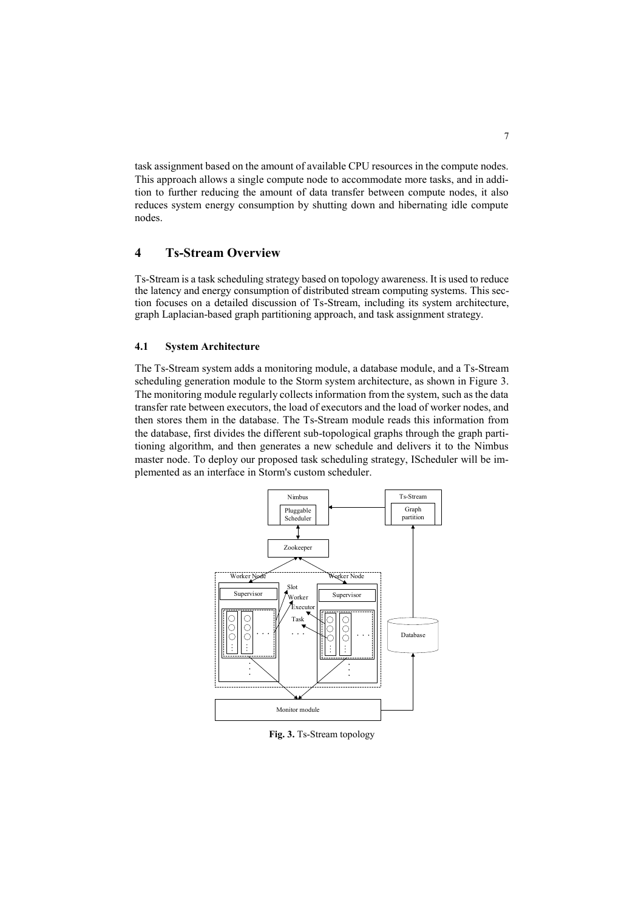task assignment based on the amount of available CPU resources in the compute nodes. This approach allows a single compute node to accommodate more tasks, and in addition to further reducing the amount of data transfer between compute nodes, it also reduces system energy consumption by shutting down and hibernating idle compute nodes.

## 4 Ts-Stream Overview

Ts-Stream is a task scheduling strategy based on topology awareness. It is used to reduce the latency and energy consumption of distributed stream computing systems. This section focuses on a detailed discussion of Ts-Stream, including its system architecture, graph Laplacian-based graph partitioning approach, and task assignment strategy.

### 4.1 System Architecture

The Ts-Stream system adds a monitoring module, a database module, and a Ts-Stream scheduling generation module to the Storm system architecture, as shown in Figure 3. The monitoring module regularly collects information from the system, such as the data transfer rate between executors, the load of executors and the load of worker nodes, and then stores them in the database. The Ts-Stream module reads this information from the database, first divides the different sub-topological graphs through the graph partitioning algorithm, and then generates a new schedule and delivers it to the Nimbus master node. To deploy our proposed task scheduling strategy, IScheduler will be implemented as an interface in Storm's custom scheduler.

**Fig. 3.** Ts-Stream topology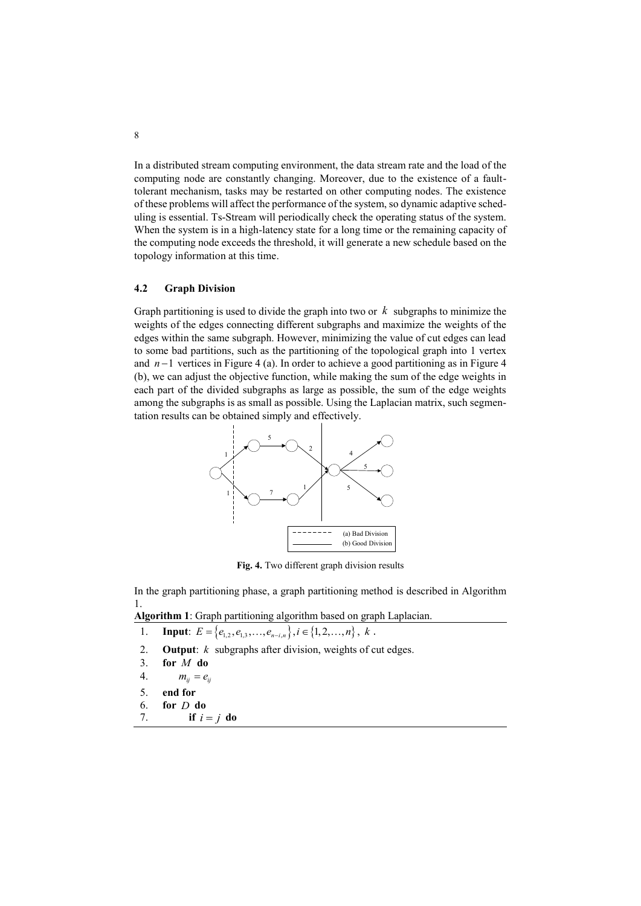In a distributed stream computing environment, the data stream rate and the load of the computing node are constantly changing. Moreover, due to the existence of a fault-tolerant mechanism, tasks may be restarted on other computing nodes. The existence of these problems will affect the performance of the system, so dynamic adaptive scheduling is essential. Ts-Stream will periodically check the operating status of the system. When the system is in a high-latency state for a long time or the remaining capacity of the computing node exceeds the threshold, it will generate a new schedule based on the topology information at this time.

### 4.2 Graph Division

Graph partitioning is used to divide the graph into two or $k$ subgraphs to minimize the weights of the edges connecting different subgraphs and maximize the weights of the edges within the same subgraph. However, minimizing the value of cut edges can lead to some bad partitions, such as the partitioning of the topological graph into 1 vertex and $n-1$ vertices in Figure 4 (a). In order to achieve a good partitioning as in Figure 4 (b), we can adjust the objective function, while making the sum of the edge weights in each part of the divided subgraphs as large as possible, the sum of the edge weights among the subgraphs is as small as possible. Using the Laplacian matrix, such segmentation results can be obtained simply and effectively.

**Fig. 4.** Two different graph division results

In the graph partitioning phase, a graph partitioning method is described in Algorithm 1.

**Algorithm 1**: Graph partitioning algorithm based on graph Laplacian.

1. **Input**: $E = \{e_{1,2}, e_{1,3}, \ldots, e_{n-i,n}\}, i \in \{1, 2, \ldots, n\}$, $k$.
2. **Output**: $k$ subgraphs after division, weights of cut edges.
3. **for** $M$ **do**
4. $\quad m_{ij} = e_{ij}$
5. **end for**
6. **for** $D$ **do**
7. $\quad$ **if** $i = j$ **do**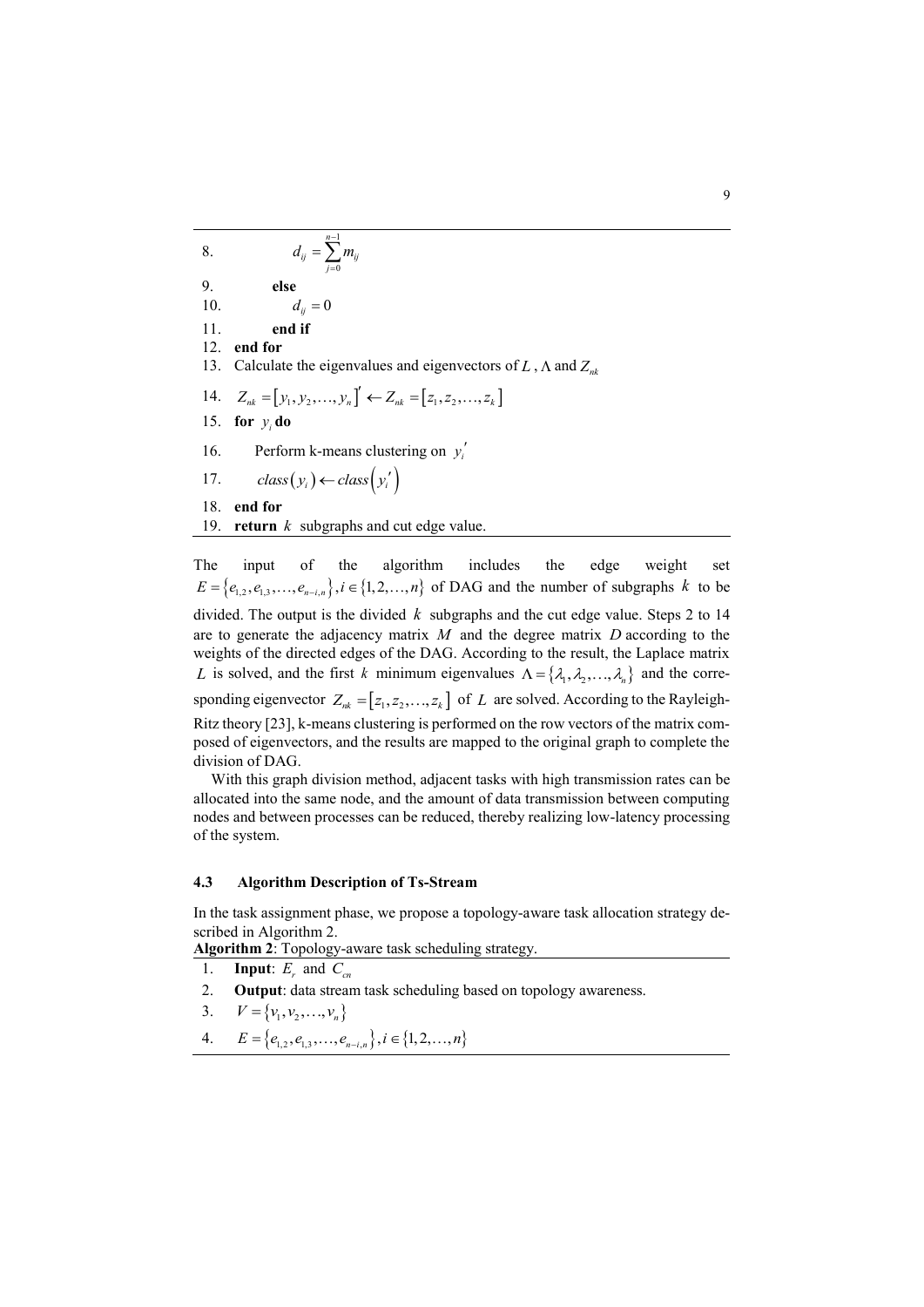8. $d_{ij} = \sum_{j=0}^{n-1} m_{ij}$
9. **else**
10. $d_{ij} = 0$
11. **end if**
12. **end for**
13. Calculate the eigenvalues and eigenvectors of $L$, $\Lambda$ and $Z_{nk}$
14. $Z_{nk} = [y_1, y_2, \ldots, y_n]' \leftarrow Z_{nk} = [z_1, z_2, \ldots, z_k]$
15. **for** $y_i$ **do**
16. Perform k-means clustering on $y_i'$
17. $class(y_i) \leftarrow class(y_i')$
18. **end for**
19. **return** $k$ subgraphs and cut edge value.

The input of the algorithm includes the edge weight set $E = \{e_{1,2}, e_{1,3}, \ldots, e_{n-i,n}\}, i \in \{1, 2, \ldots, n\}$ of DAG and the number of subgraphs $k$ to be divided. The output is the divided $k$ subgraphs and the cut edge value. Steps 2 to 14 are to generate the adjacency matrix $M$ and the degree matrix $D$ according to the weights of the directed edges of the DAG. According to the result, the Laplace matrix $L$ is solved, and the first $k$ minimum eigenvalues $\Lambda = \{\lambda_1, \lambda_2, \ldots, \lambda_n\}$ and the corresponding eigenvector $Z_{nk} = [z_1, z_2, \ldots, z_k]$ of $L$ are solved. According to the Rayleigh-Ritz theory [23], k-means clustering is performed on the row vectors of the matrix composed of eigenvectors, and the results are mapped to the original graph to complete the division of DAG.

With this graph division method, adjacent tasks with high transmission rates can be allocated into the same node, and the amount of data transmission between computing nodes and between processes can be reduced, thereby realizing low-latency processing of the system.

### 4.3 Algorithm Description of Ts-Stream

In the task assignment phase, we propose a topology-aware task allocation strategy described in Algorithm 2.

**Algorithm 2**: Topology-aware task scheduling strategy.

1. **Input**: $E_r$ and $C_{cn}$
2. **Output**: data stream task scheduling based on topology awareness.
3. $V = \{v_1, v_2, \ldots, v_n\}$
4. $E = \{e_{1,2}, e_{1,3}, \ldots, e_{n-i,n}\}, i \in \{1, 2, \ldots, n\}$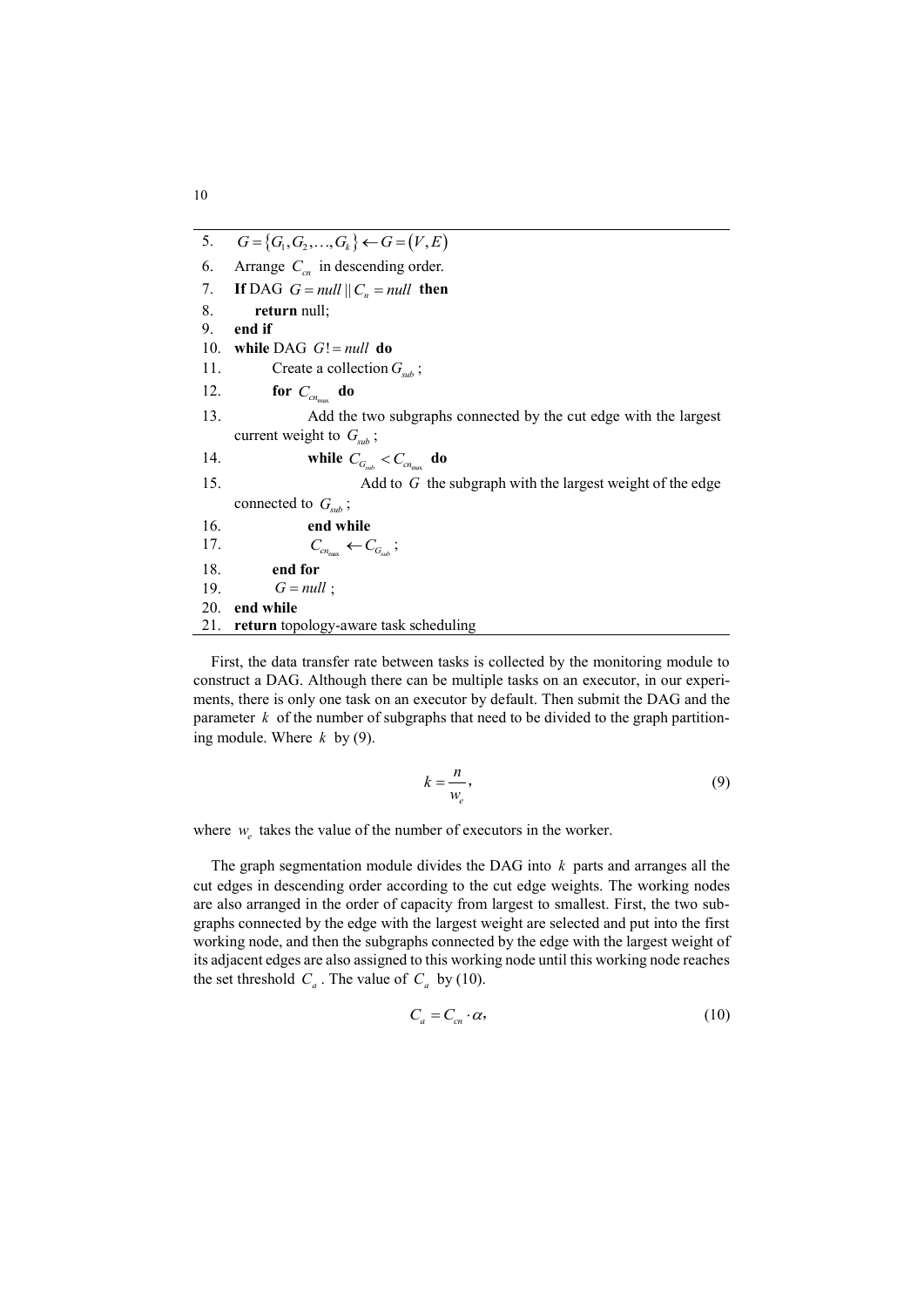5. $G = \{G_1, G_2, \ldots, G_k\} \leftarrow G = (V, E)$
6. Arrange $C_{cn}$ in descending order.
7. **If** DAG $G = null \,||\, C_n = null$ **then**
8. **return** null;
9. **end if**
10. **while** DAG $G != null$ **do**
11. Create a collection $G_{sub}$ ;
12. **for** $C_{cn_{\max}}$ **do**
13. Add the two subgraphs connected by the cut edge with the largest current weight to $G_{sub}$ ;
14. **while** $C_{G_{sub}} < C_{cn_{\max}}$ **do**
15. Add to $G$ the subgraph with the largest weight of the edge connected to $G_{sub}$ ;
16. **end while**
17. $C_{cn_{\max}} \leftarrow C_{G_{sub}}$ ;
18. **end for**
19. $G = null$ ;
20. **end while**
21. **return** topology-aware task scheduling

First, the data transfer rate between tasks is collected by the monitoring module to construct a DAG. Although there can be multiple tasks on an executor, in our experiments, there is only one task on an executor by default. Then submit the DAG and the parameter $k$ of the number of subgraphs that need to be divided to the graph partitioning module. Where $k$ by (9).

$$k = \frac{n}{w_e}, \tag{9}$$

where $w_e$ takes the value of the number of executors in the worker.

The graph segmentation module divides the DAG into $k$ parts and arranges all the cut edges in descending order according to the cut edge weights. The working nodes are also arranged in the order of capacity from largest to smallest. First, the two subgraphs connected by the edge with the largest weight are selected and put into the first working node, and then the subgraphs connected by the edge with the largest weight of its adjacent edges are also assigned to this working node until this working node reaches the set threshold $C_a$ . The value of $C_a$ by (10).

$$C_a = C_{cn} \cdot \alpha, \tag{10}$$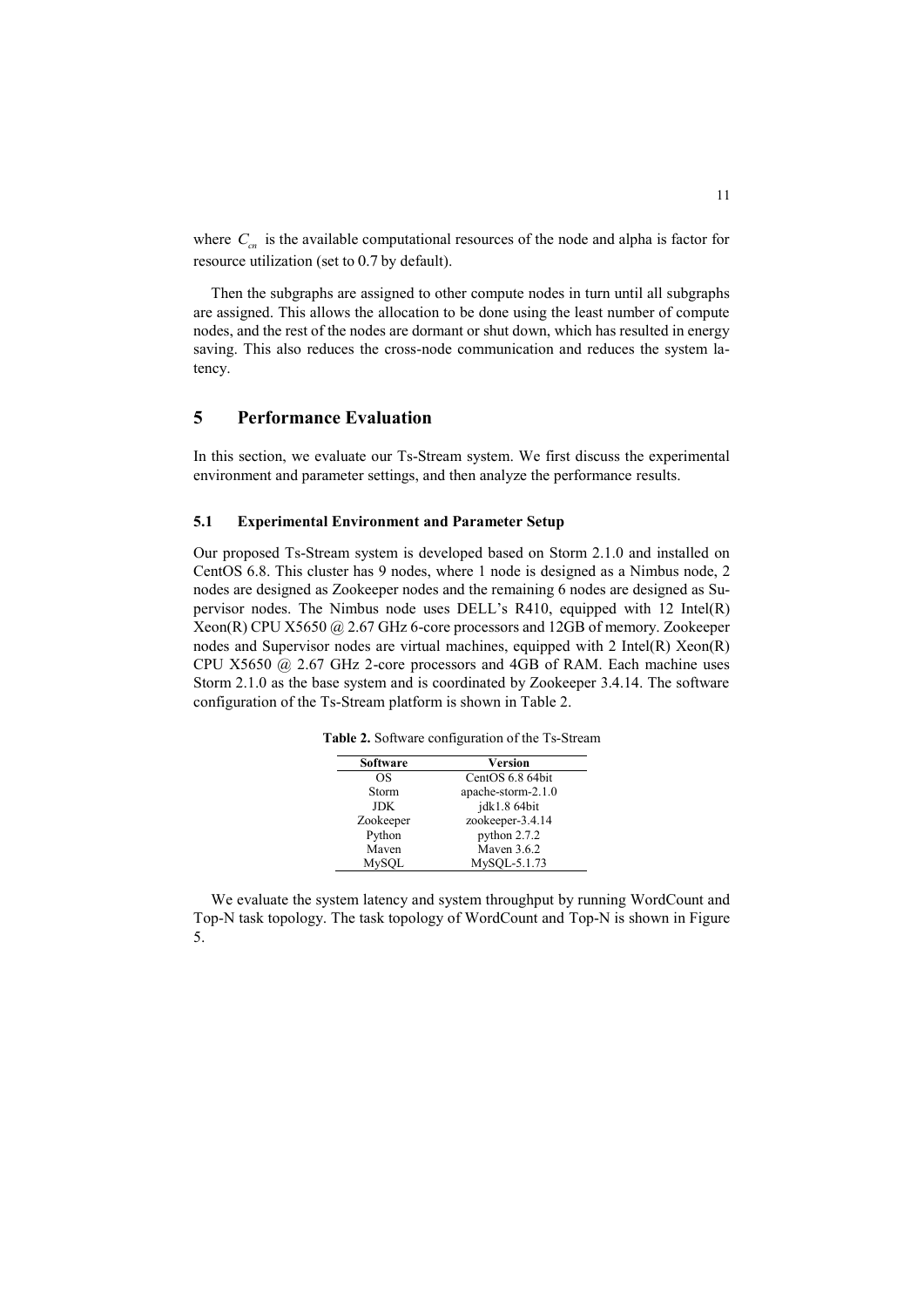where $C_{cn}$ is the available computational resources of the node and alpha is factor for resource utilization (set to 0.7 by default).

Then the subgraphs are assigned to other compute nodes in turn until all subgraphs are assigned. This allows the allocation to be done using the least number of compute nodes, and the rest of the nodes are dormant or shut down, which has resulted in energy saving. This also reduces the cross-node communication and reduces the system latency.

## 5 Performance Evaluation

In this section, we evaluate our Ts-Stream system. We first discuss the experimental environment and parameter settings, and then analyze the performance results.

### 5.1 Experimental Environment and Parameter Setup

Our proposed Ts-Stream system is developed based on Storm 2.1.0 and installed on CentOS 6.8. This cluster has 9 nodes, where 1 node is designed as a Nimbus node, 2 nodes are designed as Zookeeper nodes and the remaining 6 nodes are designed as Supervisor nodes. The Nimbus node uses DELL's R410, equipped with 12 Intel(R) Xeon(R) CPU X5650 @ 2.67 GHz 6-core processors and 12GB of memory. Zookeeper nodes and Supervisor nodes are virtual machines, equipped with 2 Intel(R) Xeon(R) CPU X5650 @ 2.67 GHz 2-core processors and 4GB of RAM. Each machine uses Storm 2.1.0 as the base system and is coordinated by Zookeeper 3.4.14. The software configuration of the Ts-Stream platform is shown in Table 2.

**Table 2.** Software configuration of the Ts-Stream

| Software | Version |
|---|---|
| OS | CentOS 6.8 64bit |
| Storm | apache-storm-2.1.0 |
| JDK | jdk1.8 64bit |
| Zookeeper | zookeeper-3.4.14 |
| Python | python 2.7.2 |
| Maven | Maven 3.6.2 |
| MySQL | MySQL-5.1.73 |

We evaluate the system latency and system throughput by running WordCount and Top-N task topology. The task topology of WordCount and Top-N is shown in Figure 5.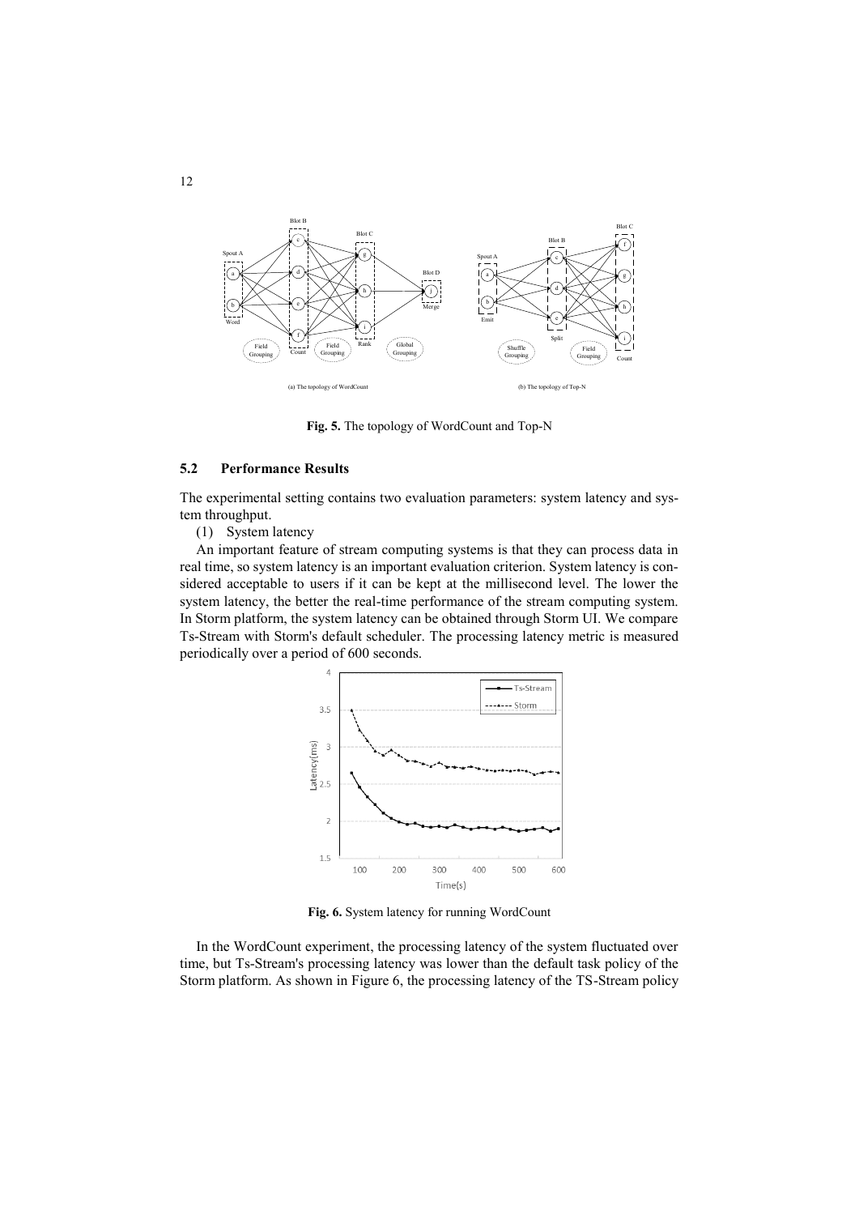**Fig. 5.** The topology of WordCount and Top-N

### 5.2 Performance Results

The experimental setting contains two evaluation parameters: system latency and system throughput.

(1) System latency

An important feature of stream computing systems is that they can process data in real time, so system latency is an important evaluation criterion. System latency is considered acceptable to users if it can be kept at the millisecond level. The lower the system latency, the better the real-time performance of the stream computing system. In Storm platform, the system latency can be obtained through Storm UI. We compare Ts-Stream with Storm's default scheduler. The processing latency metric is measured periodically over a period of 600 seconds.

**Fig. 6.** System latency for running WordCount

In the WordCount experiment, the processing latency of the system fluctuated over time, but Ts-Stream's processing latency was lower than the default task policy of the Storm platform. As shown in Figure 6, the processing latency of the TS-Stream policy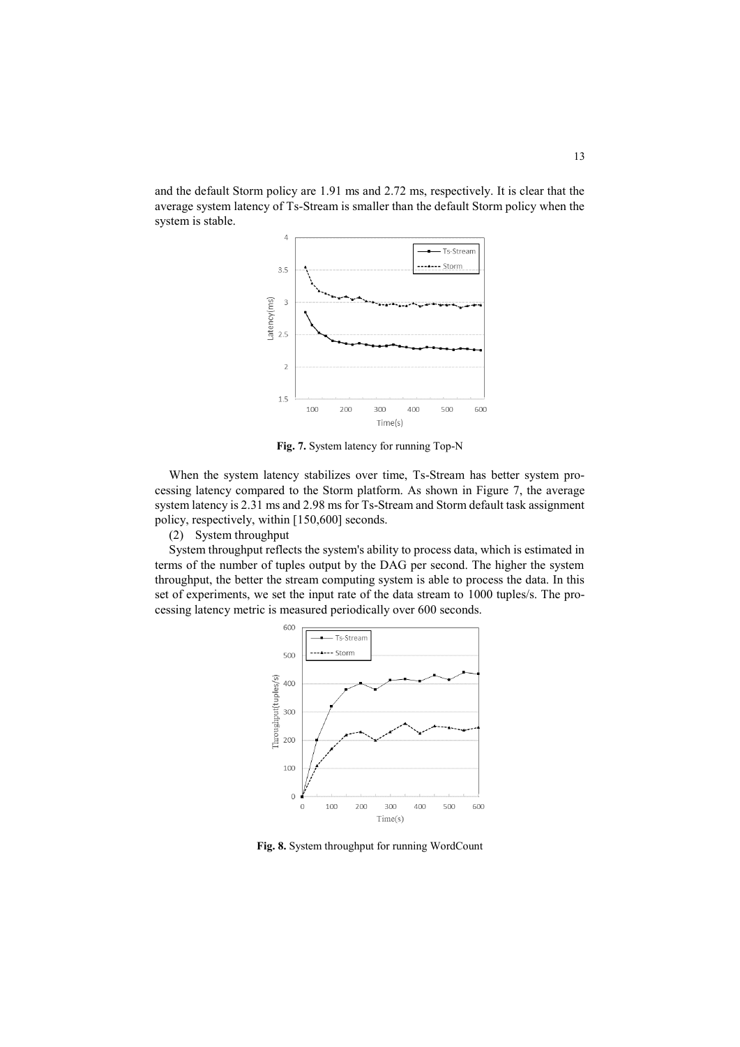and the default Storm policy are 1.91 ms and 2.72 ms, respectively. It is clear that the average system latency of Ts-Stream is smaller than the default Storm policy when the system is stable.

**Fig. 7.** System latency for running Top-N

When the system latency stabilizes over time, Ts-Stream has better system processing latency compared to the Storm platform. As shown in Figure 7, the average system latency is 2.31 ms and 2.98 ms for Ts-Stream and Storm default task assignment policy, respectively, within [150,600] seconds.

(2) System throughput

System throughput reflects the system's ability to process data, which is estimated in terms of the number of tuples output by the DAG per second. The higher the system throughput, the better the stream computing system is able to process the data. In this set of experiments, we set the input rate of the data stream to 1000 tuples/s. The processing latency metric is measured periodically over 600 seconds.

**Fig. 8.** System throughput for running WordCount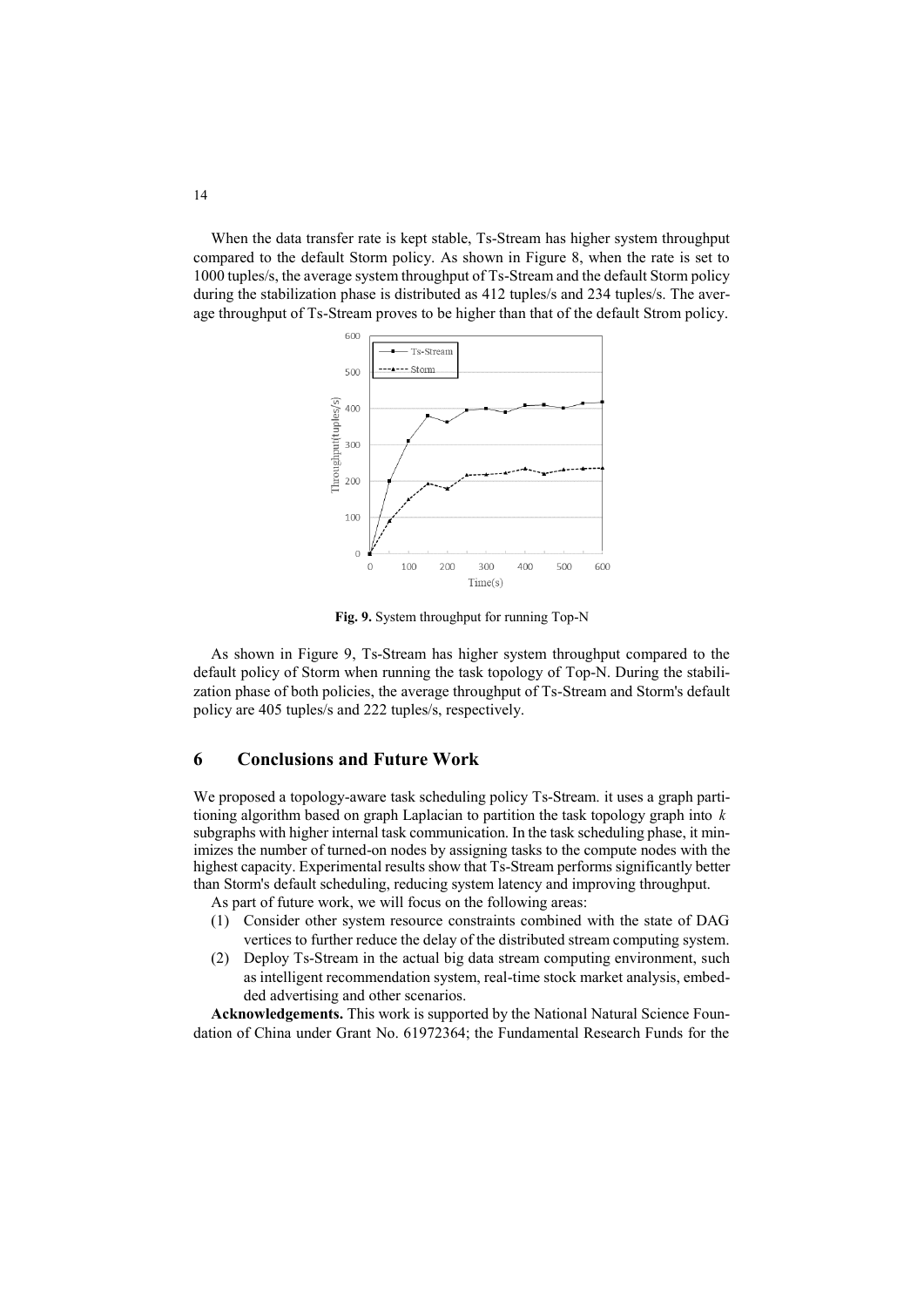When the data transfer rate is kept stable, Ts-Stream has higher system throughput compared to the default Storm policy. As shown in Figure 8, when the rate is set to 1000 tuples/s, the average system throughput of Ts-Stream and the default Storm policy during the stabilization phase is distributed as 412 tuples/s and 234 tuples/s. The average throughput of Ts-Stream proves to be higher than that of the default Strom policy.

**Fig. 9.** System throughput for running Top-N

As shown in Figure 9, Ts-Stream has higher system throughput compared to the default policy of Storm when running the task topology of Top-N. During the stabilization phase of both policies, the average throughput of Ts-Stream and Storm's default policy are 405 tuples/s and 222 tuples/s, respectively.

## 6 Conclusions and Future Work

We proposed a topology-aware task scheduling policy Ts-Stream. it uses a graph partitioning algorithm based on graph Laplacian to partition the task topology graph into $k$ subgraphs with higher internal task communication. In the task scheduling phase, it minimizes the number of turned-on nodes by assigning tasks to the compute nodes with the highest capacity. Experimental results show that Ts-Stream performs significantly better than Storm's default scheduling, reducing system latency and improving throughput.

As part of future work, we will focus on the following areas:

(1) Consider other system resource constraints combined with the state of DAG vertices to further reduce the delay of the distributed stream computing system.

(2) Deploy Ts-Stream in the actual big data stream computing environment, such as intelligent recommendation system, real-time stock market analysis, embedded advertising and other scenarios.

**Acknowledgements.** This work is supported by the National Natural Science Foundation of China under Grant No. 61972364; the Fundamental Research Funds for the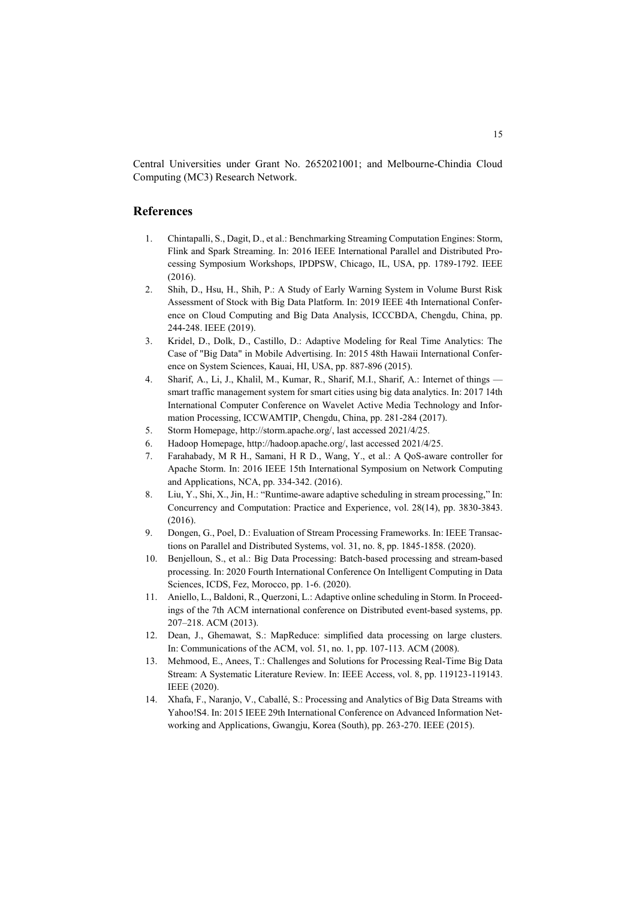Central Universities under Grant No. 2652021001; and Melbourne-Chindia Cloud Computing (MC3) Research Network.

## References

1. Chintapalli, S., Dagit, D., et al.: Benchmarking Streaming Computation Engines: Storm, Flink and Spark Streaming. In: 2016 IEEE International Parallel and Distributed Processing Symposium Workshops, IPDPSW, Chicago, IL, USA, pp. 1789-1792. IEEE (2016).
2. Shih, D., Hsu, H., Shih, P.: A Study of Early Warning System in Volume Burst Risk Assessment of Stock with Big Data Platform. In: 2019 IEEE 4th International Conference on Cloud Computing and Big Data Analysis, ICCCBDA, Chengdu, China, pp. 244-248. IEEE (2019).
3. Kridel, D., Dolk, D., Castillo, D.: Adaptive Modeling for Real Time Analytics: The Case of "Big Data" in Mobile Advertising. In: 2015 48th Hawaii International Conference on System Sciences, Kauai, HI, USA, pp. 887-896 (2015).
4. Sharif, A., Li, J., Khalil, M., Kumar, R., Sharif, M.I., Sharif, A.: Internet of things — smart traffic management system for smart cities using big data analytics. In: 2017 14th International Computer Conference on Wavelet Active Media Technology and Information Processing, ICCWAMTIP, Chengdu, China, pp. 281-284 (2017).
5. Storm Homepage, http://storm.apache.org/, last accessed 2021/4/25.
6. Hadoop Homepage, http://hadoop.apache.org/, last accessed 2021/4/25.
7. Farahabady, M R H., Samani, H R D., Wang, Y., et al.: A QoS-aware controller for Apache Storm. In: 2016 IEEE 15th International Symposium on Network Computing and Applications, NCA, pp. 334-342. (2016).
8. Liu, Y., Shi, X., Jin, H.: "Runtime-aware adaptive scheduling in stream processing," In: Concurrency and Computation: Practice and Experience, vol. 28(14), pp. 3830-3843. (2016).
9. Dongen, G., Poel, D.: Evaluation of Stream Processing Frameworks. In: IEEE Transactions on Parallel and Distributed Systems, vol. 31, no. 8, pp. 1845-1858. (2020).
10. Benjelloun, S., et al.: Big Data Processing: Batch-based processing and stream-based processing. In: 2020 Fourth International Conference On Intelligent Computing in Data Sciences, ICDS, Fez, Morocco, pp. 1-6. (2020).
11. Aniello, L., Baldoni, R., Querzoni, L.: Adaptive online scheduling in Storm. In Proceedings of the 7th ACM international conference on Distributed event-based systems, pp. 207–218. ACM (2013).
12. Dean, J., Ghemawat, S.: MapReduce: simplified data processing on large clusters. In: Communications of the ACM, vol. 51, no. 1, pp. 107-113. ACM (2008).
13. Mehmood, E., Anees, T.: Challenges and Solutions for Processing Real-Time Big Data Stream: A Systematic Literature Review. In: IEEE Access, vol. 8, pp. 119123-119143. IEEE (2020).
14. Xhafa, F., Naranjo, V., Caballé, S.: Processing and Analytics of Big Data Streams with Yahoo!S4. In: 2015 IEEE 29th International Conference on Advanced Information Networking and Applications, Gwangju, Korea (South), pp. 263-270. IEEE (2015).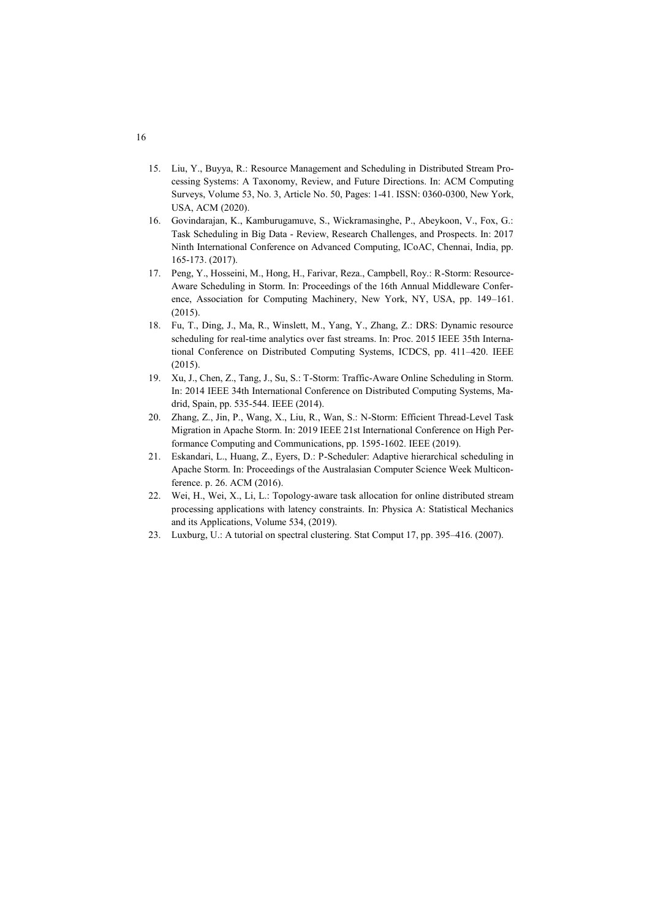15. Liu, Y., Buyya, R.: Resource Management and Scheduling in Distributed Stream Processing Systems: A Taxonomy, Review, and Future Directions. In: ACM Computing Surveys, Volume 53, No. 3, Article No. 50, Pages: 1-41. ISSN: 0360-0300, New York, USA, ACM (2020).
16. Govindarajan, K., Kamburugamuve, S., Wickramasinghe, P., Abeykoon, V., Fox, G.: Task Scheduling in Big Data - Review, Research Challenges, and Prospects. In: 2017 Ninth International Conference on Advanced Computing, ICoAC, Chennai, India, pp. 165-173. (2017).
17. Peng, Y., Hosseini, M., Hong, H., Farivar, Reza., Campbell, Roy.: R-Storm: Resource-Aware Scheduling in Storm. In: Proceedings of the 16th Annual Middleware Conference, Association for Computing Machinery, New York, NY, USA, pp. 149–161. (2015).
18. Fu, T., Ding, J., Ma, R., Winslett, M., Yang, Y., Zhang, Z.: DRS: Dynamic resource scheduling for real-time analytics over fast streams. In: Proc. 2015 IEEE 35th International Conference on Distributed Computing Systems, ICDCS, pp. 411–420. IEEE (2015).
19. Xu, J., Chen, Z., Tang, J., Su, S.: T-Storm: Traffic-Aware Online Scheduling in Storm. In: 2014 IEEE 34th International Conference on Distributed Computing Systems, Madrid, Spain, pp. 535-544. IEEE (2014).
20. Zhang, Z., Jin, P., Wang, X., Liu, R., Wan, S.: N-Storm: Efficient Thread-Level Task Migration in Apache Storm. In: 2019 IEEE 21st International Conference on High Performance Computing and Communications, pp. 1595-1602. IEEE (2019).
21. Eskandari, L., Huang, Z., Eyers, D.: P-Scheduler: Adaptive hierarchical scheduling in Apache Storm. In: Proceedings of the Australasian Computer Science Week Multiconference. p. 26. ACM (2016).
22. Wei, H., Wei, X., Li, L.: Topology-aware task allocation for online distributed stream processing applications with latency constraints. In: Physica A: Statistical Mechanics and its Applications, Volume 534, (2019).
23. Luxburg, U.: A tutorial on spectral clustering. Stat Comput 17, pp. 395–416. (2007).